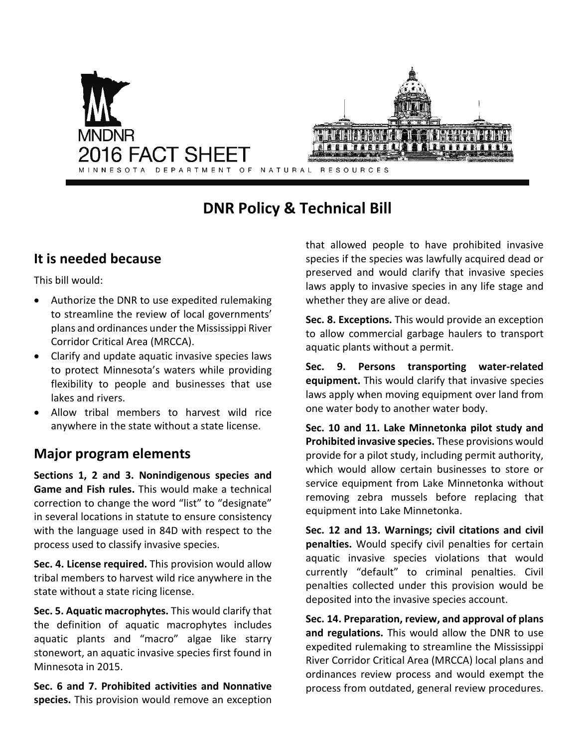MNDNR

2016 FACT SHEET

MINNESOTA DEPARTMENT OF NATURAL RESOURCES

# DNR Policy & Technical Bill

## It is needed because

This bill would:

- Authorize the DNR to use expedited rulemaking to streamline the review of local governments' plans and ordinances under the Mississippi River Corridor Critical Area (MRCCA).
- Clarify and update aquatic invasive species laws to protect Minnesota's waters while providing flexibility to people and businesses that use lakes and rivers.
- Allow tribal members to harvest wild rice anywhere in the state without a state license.

## Major program elements

**Sections 1, 2 and 3. Nonindigenous species and Game and Fish rules.** This would make a technical correction to change the word "list" to "designate" in several locations in statute to ensure consistency with the language used in 84D with respect to the process used to classify invasive species.

**Sec. 4. License required.** This provision would allow tribal members to harvest wild rice anywhere in the state without a state ricing license.

**Sec. 5. Aquatic macrophytes.** This would clarify that the definition of aquatic macrophytes includes aquatic plants and "macro" algae like starry stonewort, an aquatic invasive species first found in Minnesota in 2015.

**Sec. 6 and 7. Prohibited activities and Nonnative species.** This provision would remove an exception that allowed people to have prohibited invasive species if the species was lawfully acquired dead or preserved and would clarify that invasive species laws apply to invasive species in any life stage and whether they are alive or dead.

**Sec. 8. Exceptions.** This would provide an exception to allow commercial garbage haulers to transport aquatic plants without a permit.

**Sec. 9. Persons transporting water-related equipment.** This would clarify that invasive species laws apply when moving equipment over land from one water body to another water body.

**Sec. 10 and 11. Lake Minnetonka pilot study and Prohibited invasive species.** These provisions would provide for a pilot study, including permit authority, which would allow certain businesses to store or service equipment from Lake Minnetonka without removing zebra mussels before replacing that equipment into Lake Minnetonka.

**Sec. 12 and 13. Warnings; civil citations and civil penalties.** Would specify civil penalties for certain aquatic invasive species violations that would currently "default" to criminal penalties. Civil penalties collected under this provision would be deposited into the invasive species account.

**Sec. 14. Preparation, review, and approval of plans and regulations.** This would allow the DNR to use expedited rulemaking to streamline the Mississippi River Corridor Critical Area (MRCCA) local plans and ordinances review process and would exempt the process from outdated, general review procedures.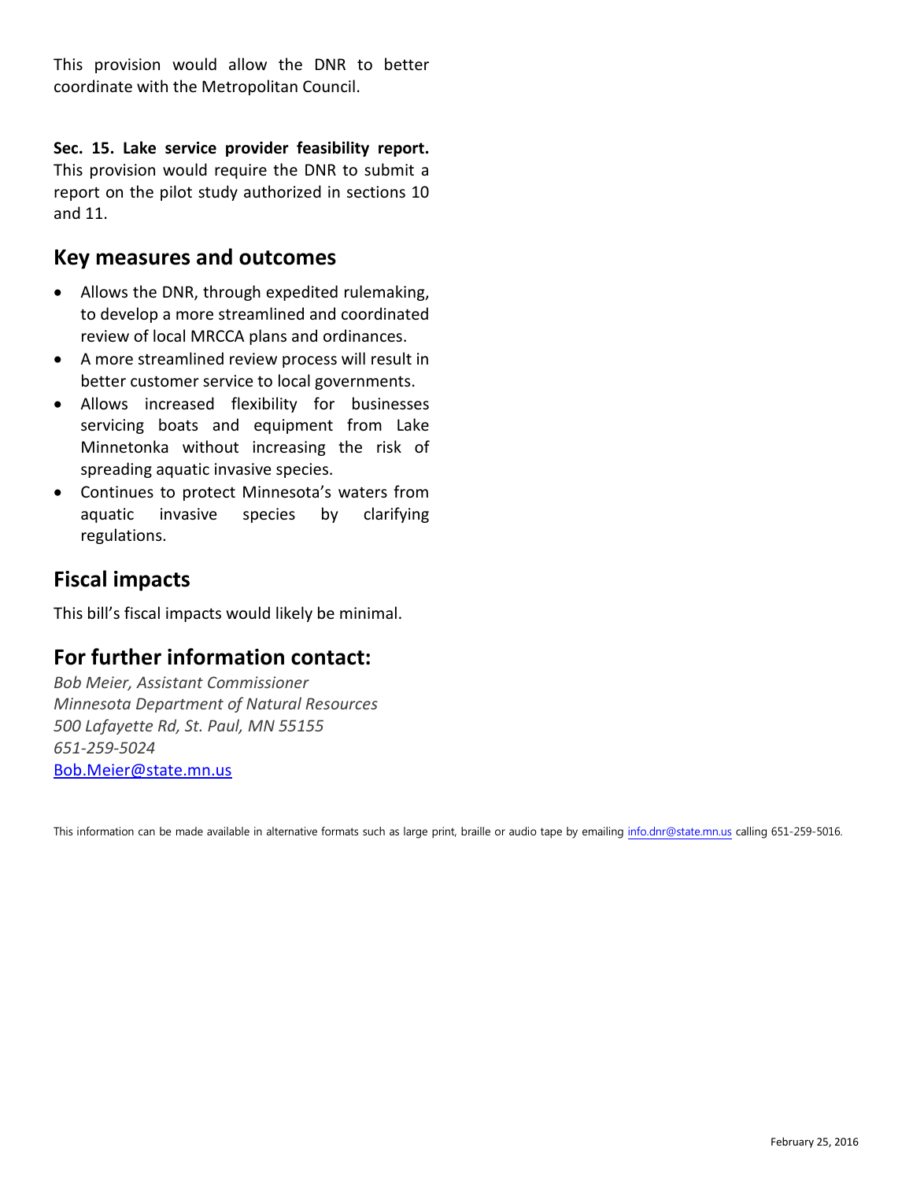This provision would allow the DNR to better coordinate with the Metropolitan Council.

**Sec. 15. Lake service provider feasibility report.** This provision would require the DNR to submit a report on the pilot study authorized in sections 10 and 11.

## Key measures and outcomes

- Allows the DNR, through expedited rulemaking, to develop a more streamlined and coordinated review of local MRCCA plans and ordinances.
- A more streamlined review process will result in better customer service to local governments.
- Allows increased flexibility for businesses servicing boats and equipment from Lake Minnetonka without increasing the risk of spreading aquatic invasive species.
- Continues to protect Minnesota's waters from aquatic invasive species by clarifying regulations.

## Fiscal impacts

This bill's fiscal impacts would likely be minimal.

## For further information contact:

*Bob Meier, Assistant Commissioner*
*Minnesota Department of Natural Resources*
*500 Lafayette Rd, St. Paul, MN 55155*
*651-259-5024*
Bob.Meier@state.mn.us

This information can be made available in alternative formats such as large print, braille or audio tape by emailing info.dnr@state.mn.us calling 651-259-5016.

February 25, 2016